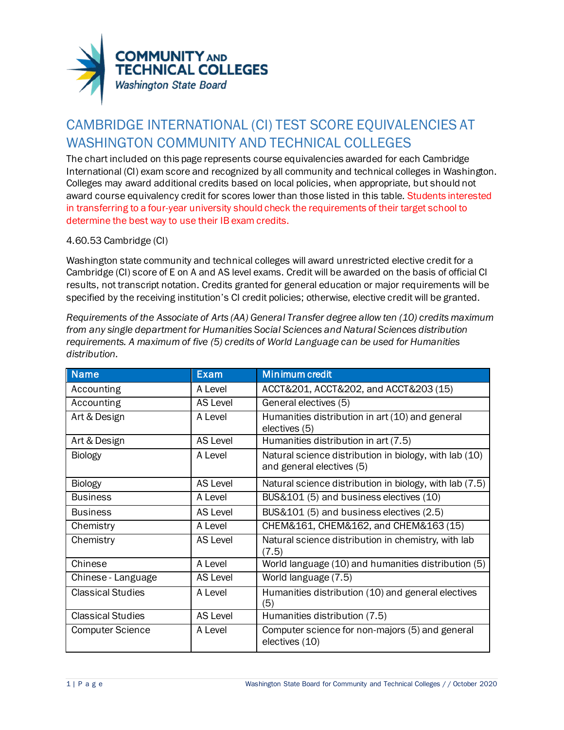# CAMBRIDGE INTERNATIONAL (CI) TEST SCORE EQUIVALENCIES AT WASHINGTON COMMUNITY AND TECHNICAL COLLEGES

The chart included on this page represents course equivalencies awarded for each Cambridge International (CI) exam score and recognized by all community and technical colleges in Washington. Colleges may award additional credits based on local policies, when appropriate, but should not award course equivalency credit for scores lower than those listed in this table. Students interested in transferring to a four-year university should check the requirements of their target school to determine the best way to use their IB exam credits.

4.60.53 Cambridge (CI)

Washington state community and technical colleges will award unrestricted elective credit for a Cambridge (CI) score of E on A and AS level exams. Credit will be awarded on the basis of official CI results, not transcript notation. Credits granted for general education or major requirements will be specified by the receiving institution's CI credit policies; otherwise, elective credit will be granted.

*Requirements of the Associate of Arts (AA) General Transfer degree allow ten (10) credits maximum from any single department for Humanities Social Sciences and Natural Sciences distribution requirements. A maximum of five (5) credits of World Language can be used for Humanities distribution.*

| Name | Exam | Minimum credit |
|---|---|---|
| Accounting | A Level | ACCT&201, ACCT&202, and ACCT&203 (15) |
| Accounting | AS Level | General electives (5) |
| Art & Design | A Level | Humanities distribution in art (10) and general electives (5) |
| Art & Design | AS Level | Humanities distribution in art (7.5) |
| Biology | A Level | Natural science distribution in biology, with lab (10) and general electives (5) |
| Biology | AS Level | Natural science distribution in biology, with lab (7.5) |
| Business | A Level | BUS&101 (5) and business electives (10) |
| Business | AS Level | BUS&101 (5) and business electives (2.5) |
| Chemistry | A Level | CHEM&161, CHEM&162, and CHEM&163 (15) |
| Chemistry | AS Level | Natural science distribution in chemistry, with lab (7.5) |
| Chinese | A Level | World language (10) and humanities distribution (5) |
| Chinese - Language | AS Level | World language (7.5) |
| Classical Studies | A Level | Humanities distribution (10) and general electives (5) |
| Classical Studies | AS Level | Humanities distribution (7.5) |
| Computer Science | A Level | Computer science for non-majors (5) and general electives (10) |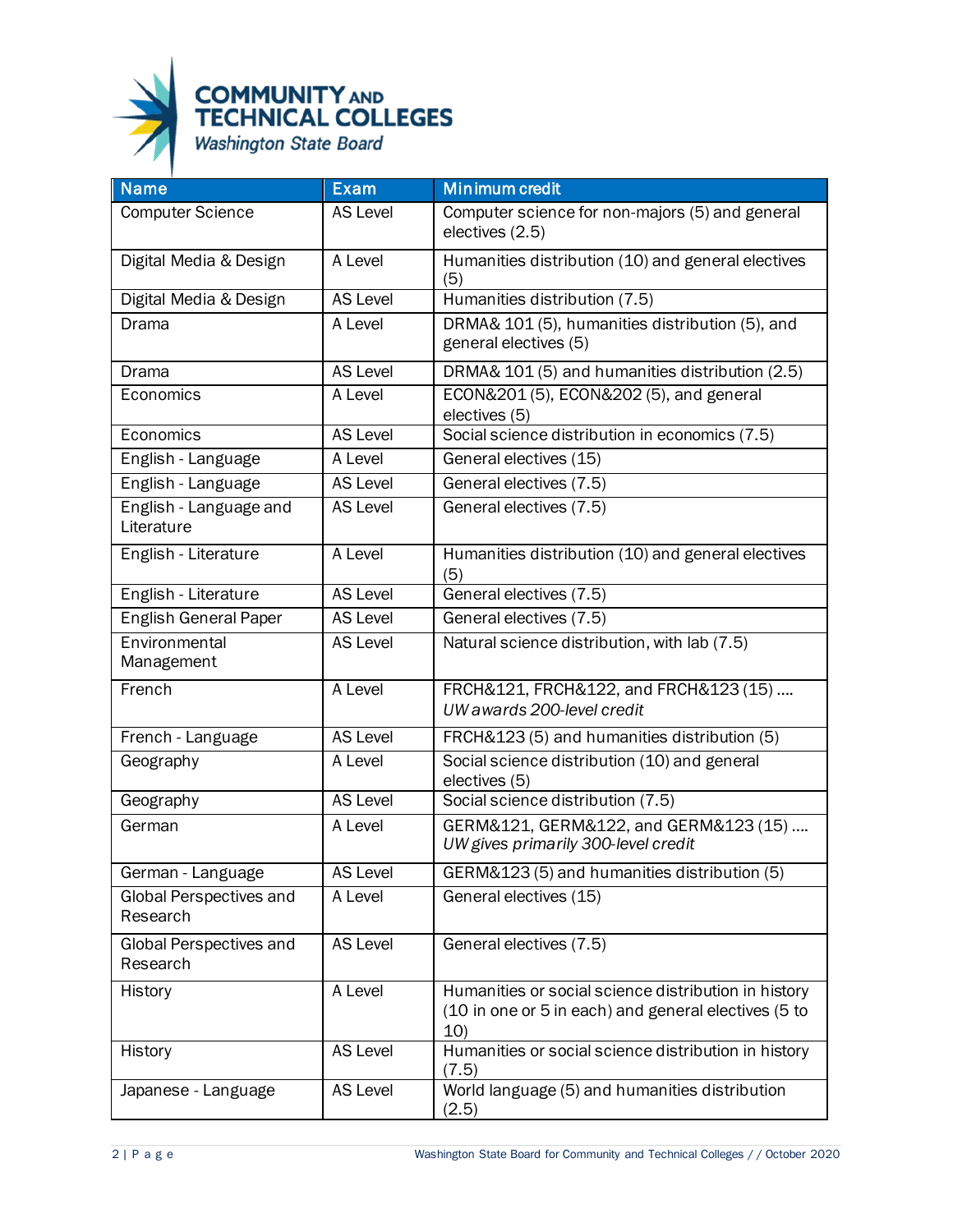| Name | Exam | Minimum credit |
|---|---|---|
| Computer Science | AS Level | Computer science for non-majors (5) and general electives (2.5) |
| Digital Media & Design | A Level | Humanities distribution (10) and general electives (5) |
| Digital Media & Design | AS Level | Humanities distribution (7.5) |
| Drama | A Level | DRMA& 101 (5), humanities distribution (5), and general electives (5) |
| Drama | AS Level | DRMA& 101 (5) and humanities distribution (2.5) |
| Economics | A Level | ECON&201 (5), ECON&202 (5), and general electives (5) |
| Economics | AS Level | Social science distribution in economics (7.5) |
| English - Language | A Level | General electives (15) |
| English - Language | AS Level | General electives (7.5) |
| English - Language and Literature | AS Level | General electives (7.5) |
| English - Literature | A Level | Humanities distribution (10) and general electives (5) |
| English - Literature | AS Level | General electives (7.5) |
| English General Paper | AS Level | General electives (7.5) |
| Environmental Management | AS Level | Natural science distribution, with lab (7.5) |
| French | A Level | FRCH&121, FRCH&122, and FRCH&123 (15) …. *UW awards 200-level credit* |
| French - Language | AS Level | FRCH&123 (5) and humanities distribution (5) |
| Geography | A Level | Social science distribution (10) and general electives (5) |
| Geography | AS Level | Social science distribution (7.5) |
| German | A Level | GERM&121, GERM&122, and GERM&123 (15) …. *UW gives primarily 300-level credit* |
| German - Language | AS Level | GERM&123 (5) and humanities distribution (5) |
| Global Perspectives and Research | A Level | General electives (15) |
| Global Perspectives and Research | AS Level | General electives (7.5) |
| History | A Level | Humanities or social science distribution in history (10 in one or 5 in each) and general electives (5 to 10) |
| History | AS Level | Humanities or social science distribution in history (7.5) |
| Japanese - Language | AS Level | World language (5) and humanities distribution (2.5) |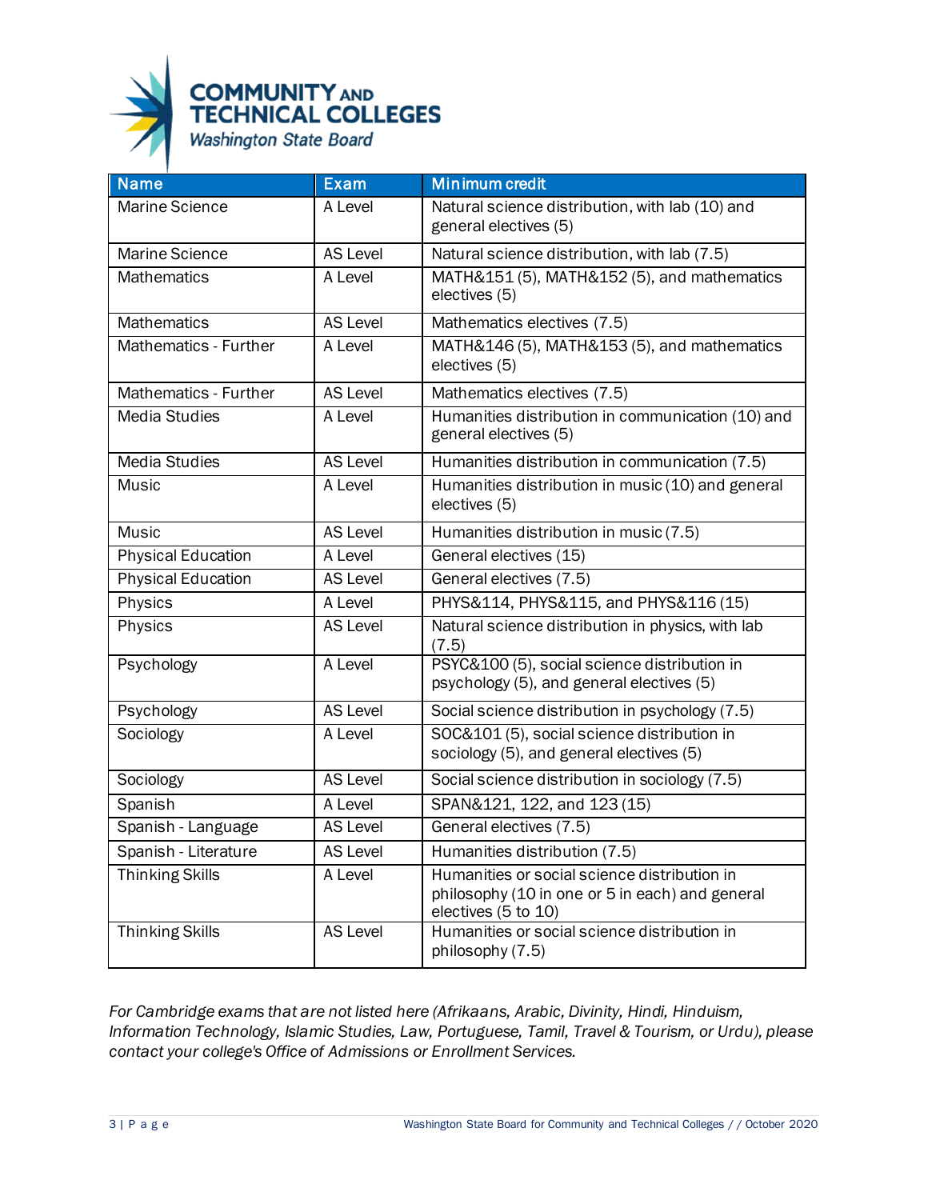| Name | Exam | Minimum credit |
|---|---|---|
| Marine Science | A Level | Natural science distribution, with lab (10) and general electives (5) |
| Marine Science | AS Level | Natural science distribution, with lab (7.5) |
| Mathematics | A Level | MATH&151 (5), MATH&152 (5), and mathematics electives (5) |
| Mathematics | AS Level | Mathematics electives (7.5) |
| Mathematics - Further | A Level | MATH&146 (5), MATH&153 (5), and mathematics electives (5) |
| Mathematics - Further | AS Level | Mathematics electives (7.5) |
| Media Studies | A Level | Humanities distribution in communication (10) and general electives (5) |
| Media Studies | AS Level | Humanities distribution in communication (7.5) |
| Music | A Level | Humanities distribution in music (10) and general electives (5) |
| Music | AS Level | Humanities distribution in music (7.5) |
| Physical Education | A Level | General electives (15) |
| Physical Education | AS Level | General electives (7.5) |
| Physics | A Level | PHYS&114, PHYS&115, and PHYS&116 (15) |
| Physics | AS Level | Natural science distribution in physics, with lab (7.5) |
| Psychology | A Level | PSYC&100 (5), social science distribution in psychology (5), and general electives (5) |
| Psychology | AS Level | Social science distribution in psychology (7.5) |
| Sociology | A Level | SOC&101 (5), social science distribution in sociology (5), and general electives (5) |
| Sociology | AS Level | Social science distribution in sociology (7.5) |
| Spanish | A Level | SPAN&121, 122, and 123 (15) |
| Spanish - Language | AS Level | General electives (7.5) |
| Spanish - Literature | AS Level | Humanities distribution (7.5) |
| Thinking Skills | A Level | Humanities or social science distribution in philosophy (10 in one or 5 in each) and general electives (5 to 10) |
| Thinking Skills | AS Level | Humanities or social science distribution in philosophy (7.5) |

*For Cambridge exams that are not listed here (Afrikaans, Arabic, Divinity, Hindi, Hinduism, Information Technology, Islamic Studies, Law, Portuguese, Tamil, Travel & Tourism, or Urdu), please contact your college's Office of Admissions or Enrollment Services.*